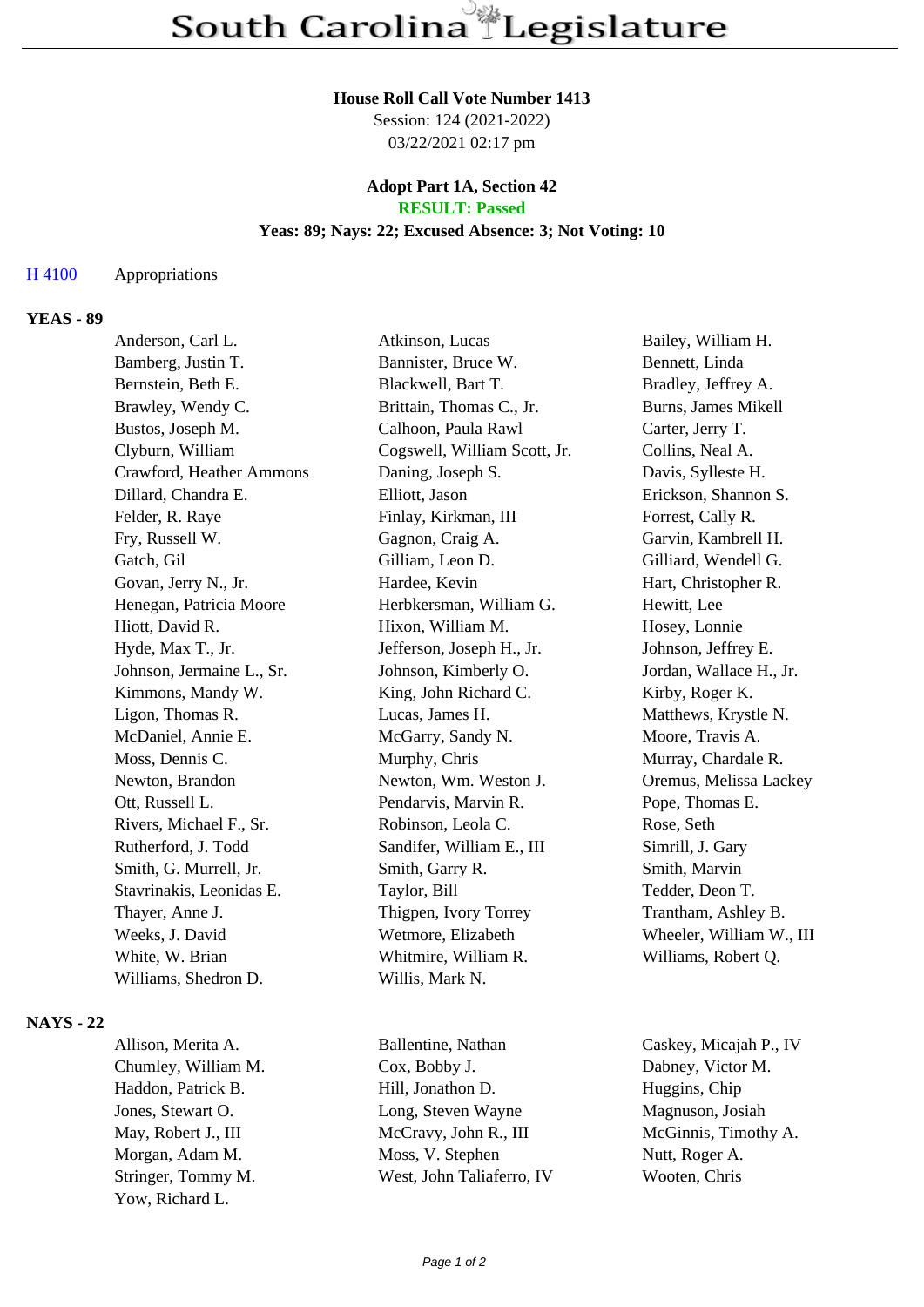# South Carolina Legislature

**House Roll Call Vote Number 1413**
Session: 124 (2021-2022)
03/22/2021 02:17 pm

**Adopt Part 1A, Section 42**
**RESULT: Passed**
**Yeas: 89; Nays: 22; Excused Absence: 3; Not Voting: 10**

H 4100 Appropriations

## YEAS - 89

| | | |
|---|---|---|
| Anderson, Carl L. | Atkinson, Lucas | Bailey, William H. |
| Bamberg, Justin T. | Bannister, Bruce W. | Bennett, Linda |
| Bernstein, Beth E. | Blackwell, Bart T. | Bradley, Jeffrey A. |
| Brawley, Wendy C. | Brittain, Thomas C., Jr. | Burns, James Mikell |
| Bustos, Joseph M. | Calhoon, Paula Rawl | Carter, Jerry T. |
| Clyburn, William | Cogswell, William Scott, Jr. | Collins, Neal A. |
| Crawford, Heather Ammons | Daning, Joseph S. | Davis, Sylleste H. |
| Dillard, Chandra E. | Elliott, Jason | Erickson, Shannon S. |
| Felder, R. Raye | Finlay, Kirkman, III | Forrest, Cally R. |
| Fry, Russell W. | Gagnon, Craig A. | Garvin, Kambrell H. |
| Gatch, Gil | Gilliam, Leon D. | Gilliard, Wendell G. |
| Govan, Jerry N., Jr. | Hardee, Kevin | Hart, Christopher R. |
| Henegan, Patricia Moore | Herbkersman, William G. | Hewitt, Lee |
| Hiott, David R. | Hixon, William M. | Hosey, Lonnie |
| Hyde, Max T., Jr. | Jefferson, Joseph H., Jr. | Johnson, Jeffrey E. |
| Johnson, Jermaine L., Sr. | Johnson, Kimberly O. | Jordan, Wallace H., Jr. |
| Kimmons, Mandy W. | King, John Richard C. | Kirby, Roger K. |
| Ligon, Thomas R. | Lucas, James H. | Matthews, Krystle N. |
| McDaniel, Annie E. | McGarry, Sandy N. | Moore, Travis A. |
| Moss, Dennis C. | Murphy, Chris | Murray, Chardale R. |
| Newton, Brandon | Newton, Wm. Weston J. | Oremus, Melissa Lackey |
| Ott, Russell L. | Pendarvis, Marvin R. | Pope, Thomas E. |
| Rivers, Michael F., Sr. | Robinson, Leola C. | Rose, Seth |
| Rutherford, J. Todd | Sandifer, William E., III | Simrill, J. Gary |
| Smith, G. Murrell, Jr. | Smith, Garry R. | Smith, Marvin |
| Stavrinakis, Leonidas E. | Taylor, Bill | Tedder, Deon T. |
| Thayer, Anne J. | Thigpen, Ivory Torrey | Trantham, Ashley B. |
| Weeks, J. David | Wetmore, Elizabeth | Wheeler, William W., III |
| White, W. Brian | Whitmire, William R. | Williams, Robert Q. |
| Williams, Shedron D. | Willis, Mark N. | |

## NAYS - 22

| | | |
|---|---|---|
| Allison, Merita A. | Ballentine, Nathan | Caskey, Micajah P., IV |
| Chumley, William M. | Cox, Bobby J. | Dabney, Victor M. |
| Haddon, Patrick B. | Hill, Jonathon D. | Huggins, Chip |
| Jones, Stewart O. | Long, Steven Wayne | Magnuson, Josiah |
| May, Robert J., III | McCravy, John R., III | McGinnis, Timothy A. |
| Morgan, Adam M. | Moss, V. Stephen | Nutt, Roger A. |
| Stringer, Tommy M. | West, John Taliaferro, IV | Wooten, Chris |
| Yow, Richard L. | | |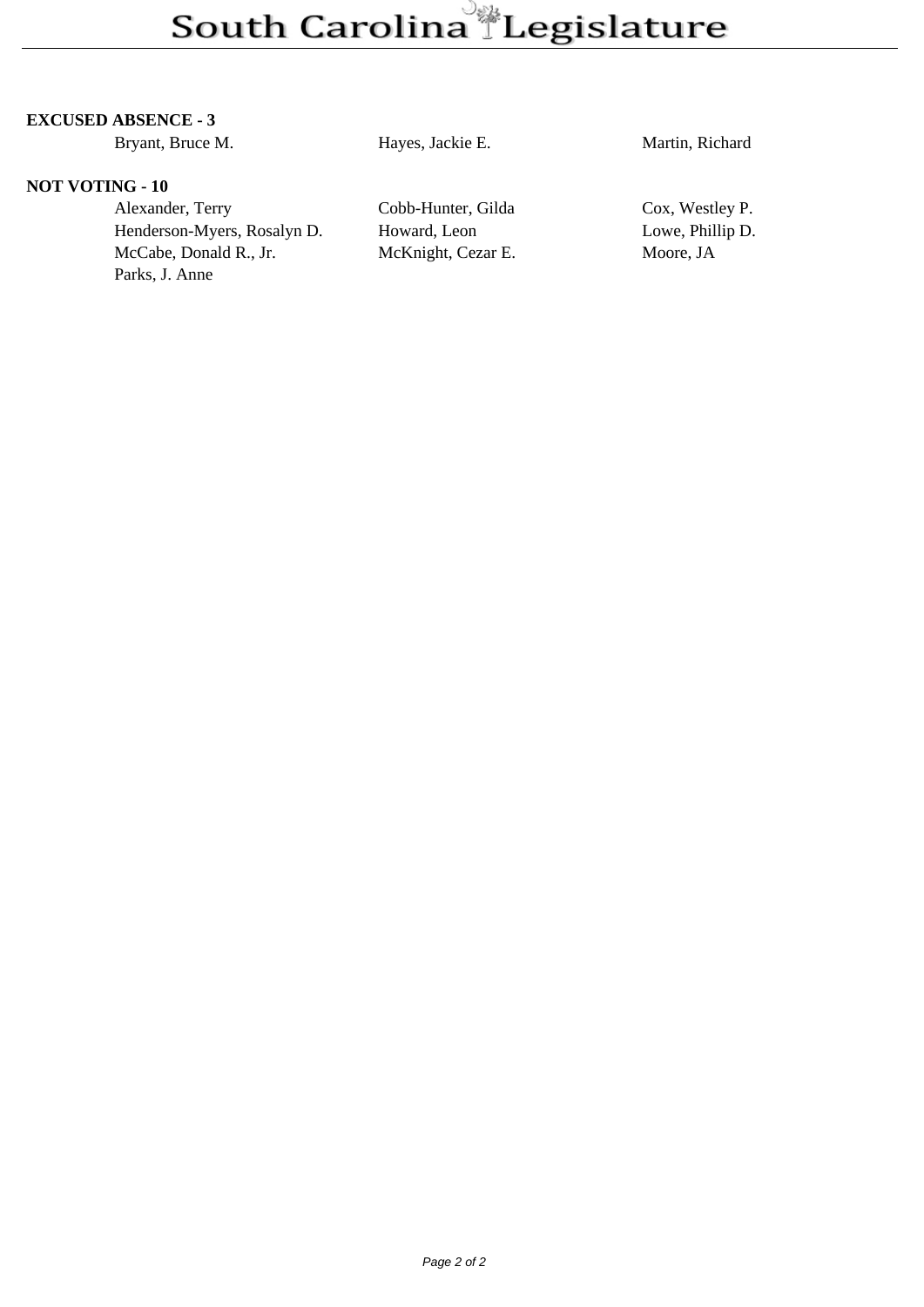**EXCUSED ABSENCE - 3**

| | | |
|---|---|---|
| Bryant, Bruce M. | Hayes, Jackie E. | Martin, Richard |

**NOT VOTING - 10**

| | | |
|---|---|---|
| Alexander, Terry | Cobb-Hunter, Gilda | Cox, Westley P. |
| Henderson-Myers, Rosalyn D. | Howard, Leon | Lowe, Phillip D. |
| McCabe, Donald R., Jr. | McKnight, Cezar E. | Moore, JA |
| Parks, J. Anne | | |